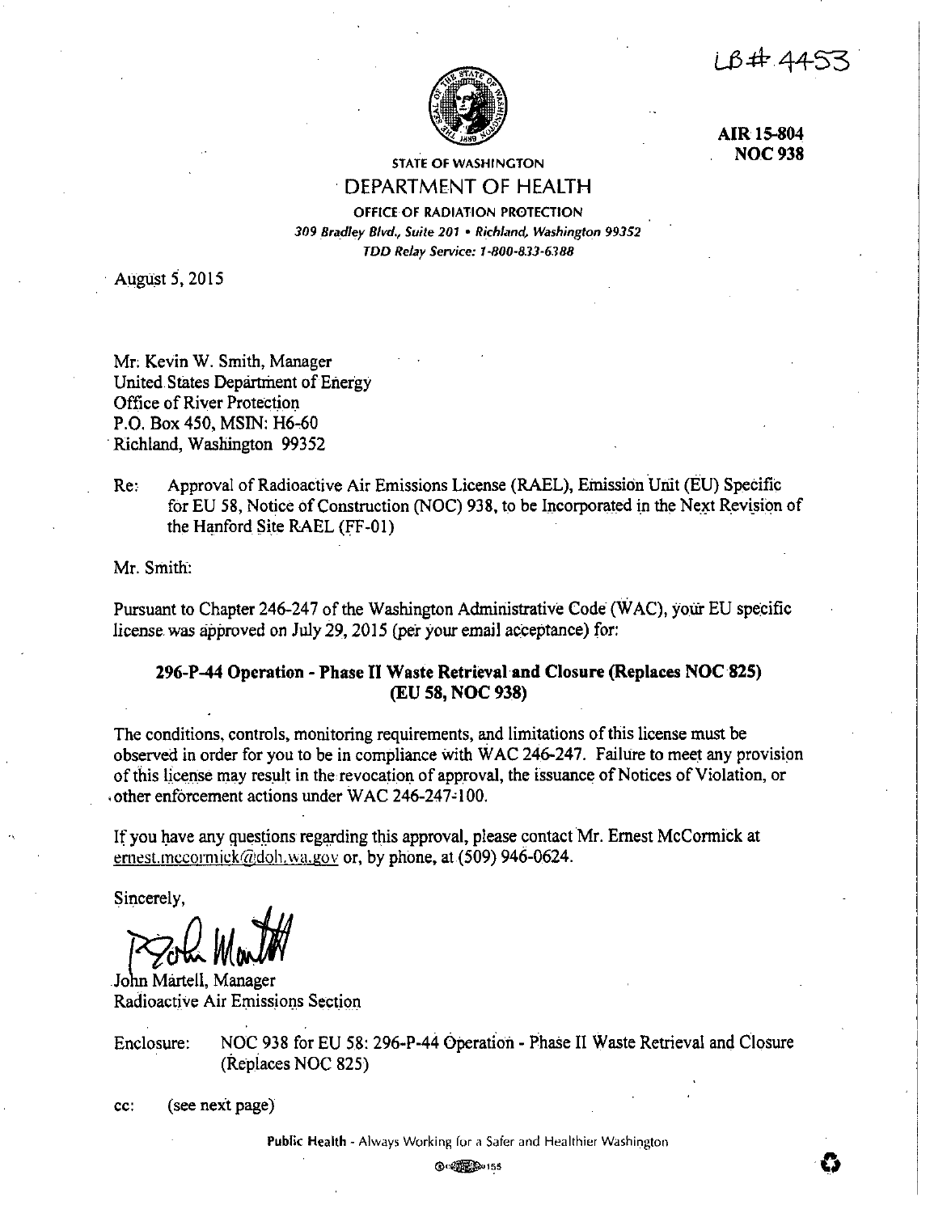LB# 4453

**AIR 15-804**
**NOC 938**

STATE OF WASHINGTON
DEPARTMENT OF HEALTH
OFFICE OF RADIATION PROTECTION
*309 Bradley Blvd., Suite 201 • Richland, Washington 99352*
*TDD Relay Service: 1-800-833-6388*

August 5, 2015

Mr. Kevin W. Smith, Manager
United States Department of Energy
Office of River Protection
P.O. Box 450, MSIN: H6-60
Richland, Washington 99352

Re: Approval of Radioactive Air Emissions License (RAEL), Emission Unit (EU) Specific for EU 58, Notice of Construction (NOC) 938, to be Incorporated in the Next Revision of the Hanford Site RAEL (FF-01)

Mr. Smith:

Pursuant to Chapter 246-247 of the Washington Administrative Code (WAC), your EU specific license was approved on July 29, 2015 (per your email acceptance) for:

**296-P-44 Operation - Phase II Waste Retrieval and Closure (Replaces NOC 825) (EU 58, NOC 938)**

The conditions, controls, monitoring requirements, and limitations of this license must be observed in order for you to be in compliance with WAC 246-247. Failure to meet any provision of this license may result in the revocation of approval, the issuance of Notices of Violation, or other enforcement actions under WAC 246-247-100.

If you have any questions regarding this approval, please contact Mr. Ernest McCormick at ernest.mccormick@doh.wa.gov or, by phone, at (509) 946-0624.

Sincerely,

John Martell, Manager
Radioactive Air Emissions Section

Enclosure: NOC 938 for EU 58: 296-P-44 Operation - Phase II Waste Retrieval and Closure (Replaces NOC 825)

cc: (see next page)

Public Health - Always Working for a Safer and Healthier Washington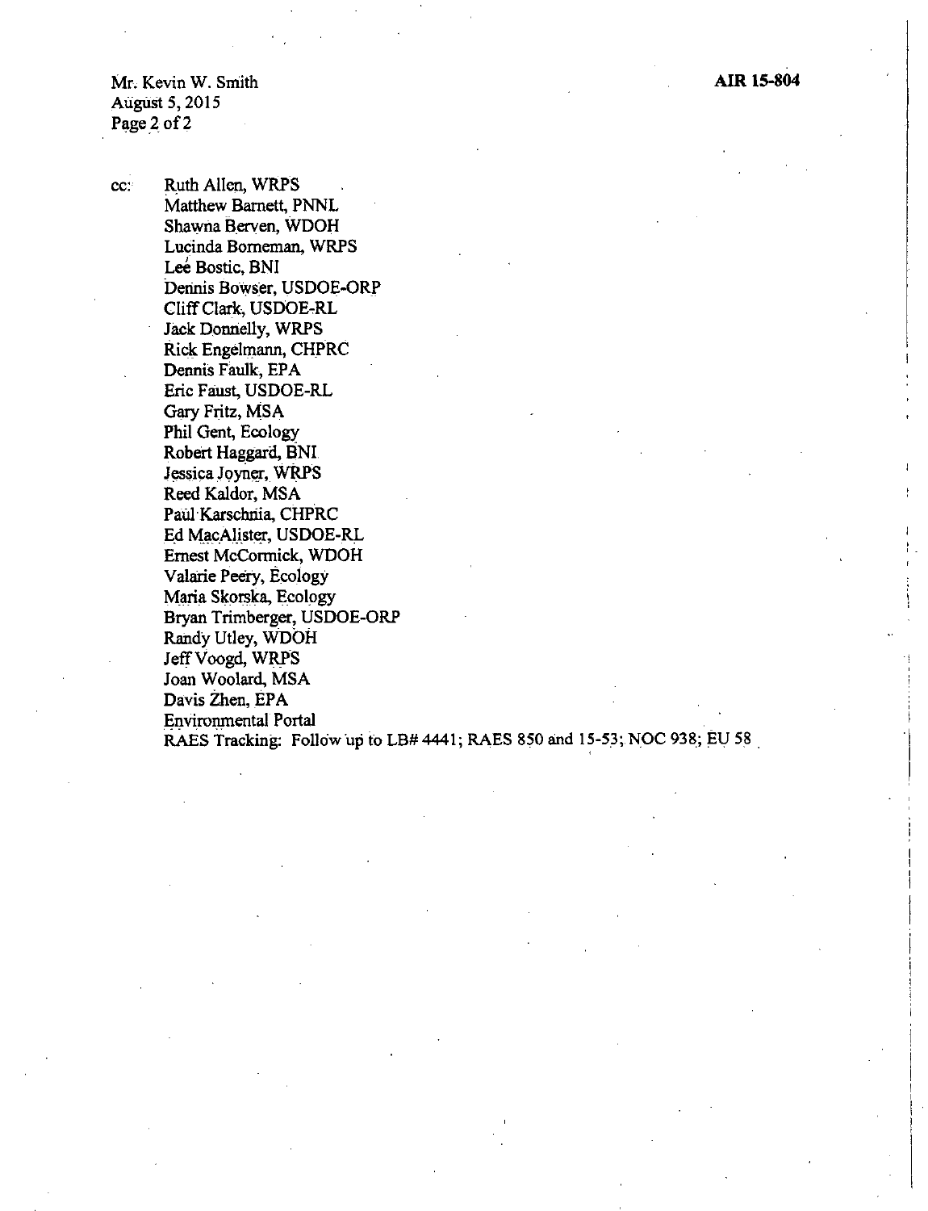cc: Ruth Allen, WRPS
Matthew Barnett, PNNL
Shawna Berven, WDOH
Lucinda Borneman, WRPS
Lee Bostic, BNI
Dennis Bowser, USDOE-ORP
Cliff Clark, USDOE-RL
Jack Donnelly, WRPS
Rick Engelmann, CHPRC
Dennis Faulk, EPA
Eric Faust, USDOE-RL
Gary Fritz, MSA
Phil Gent, Ecology
Robert Haggard, BNI
Jessica Joyner, WRPS
Reed Kaldor, MSA
Paul Karschnia, CHPRC
Ed MacAlister, USDOE-RL
Ernest McCormick, WDOH
Valarie Peery, Ecology
Maria Skorska, Ecology
Bryan Trimberger, USDOE-ORP
Randy Utley, WDOH
Jeff Voogd, WRPS
Joan Woolard, MSA
Davis Zhen, EPA
Environmental Portal
RAES Tracking: Follow up to LB# 4441; RAES 850 and 15-53; NOC 938; EU 58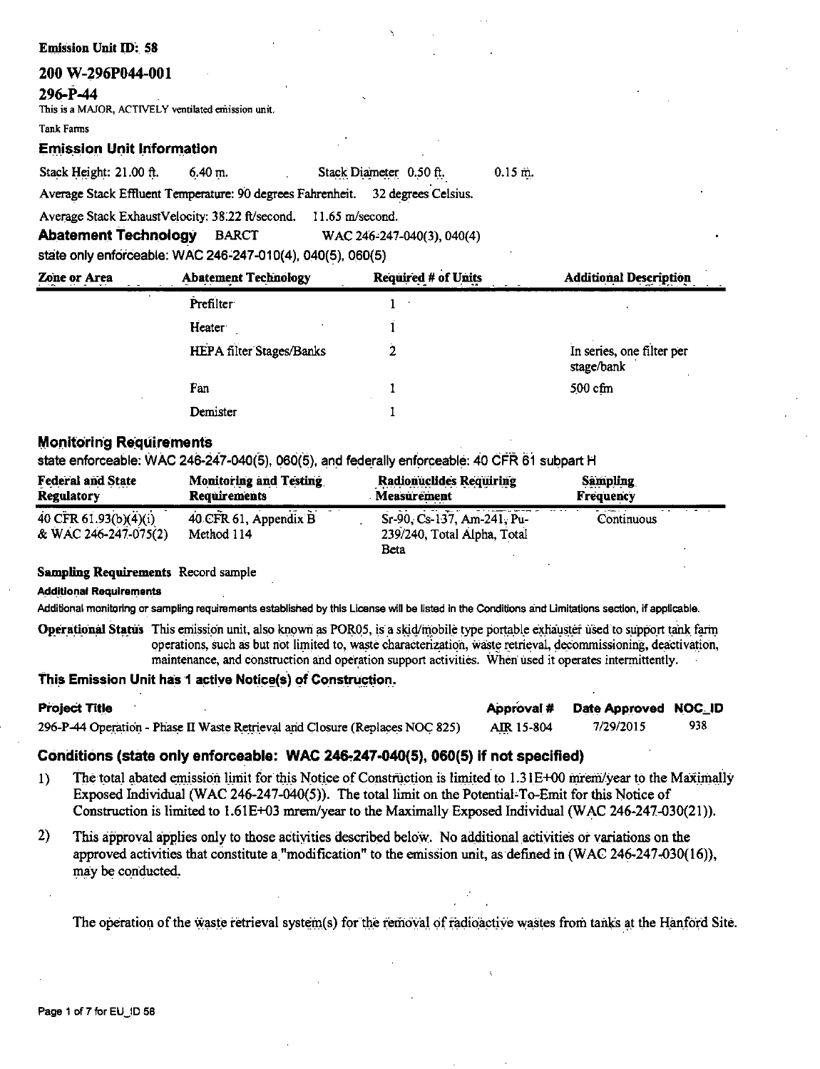**Emission Unit ID: 58**

## 200 W-296P044-001

## 296-P-44

This is a MAJOR, ACTIVELY ventilated emission unit.

Tank Farms

### Emission Unit Information

Stack Height: 21.00 ft. 6.40 m. Stack Diameter 0.50 ft. 0.15 m.

Average Stack Effluent Temperature: 90 degrees Fahrenheit. 32 degrees Celsius.

Average Stack ExhaustVelocity: 38.22 ft/second. 11.65 m/second.

**Abatement Technology** BARCT WAC 246-247-040(3), 040(4)

state only enforceable: WAC 246-247-010(4), 040(5), 060(5)

| Zone or Area | Abatement Technology | Required # of Units | Additional Description |
|---|---|---|---|
| | Prefilter | 1 | |
| | Heater | 1 | |
| | HEPA filter Stages/Banks | 2 | In series, one filter per stage/bank |
| | Fan | 1 | 500 cfm |
| | Demister | 1 | |

### Monitoring Requirements

state enforceable: WAC 246-247-040(5), 060(5), and federally enforceable: 40 CFR 61 subpart H

| Federal and State Regulatory | Monitoring and Testing Requirements | Radionuclides Requiring Measurement | Sampling Frequency |
|---|---|---|---|
| 40 CFR 61.93(b)(4)(i) & WAC 246-247-075(2) | 40 CFR 61, Appendix B Method 114 | Sr-90, Cs-137, Am-241, Pu-239/240, Total Alpha, Total Beta | Continuous |

**Sampling Requirements** Record sample

**Additional Requirements**

Additional monitoring or sampling requirements established by this License will be listed in the Conditions and Limitations section, if applicable.

**Operational Status** This emission unit, also known as POR05, is a skid/mobile type portable exhauster used to support tank farm operations, such as but not limited to, waste characterization, waste retrieval, decommissioning, deactivation, maintenance, and construction and operation support activities. When used it operates intermittently.

### This Emission Unit has 1 active Notice(s) of Construction.

| Project Title | Approval # | Date Approved | NOC_ID |
|---|---|---|---|
| 296-P-44 Operation - Phase II Waste Retrieval and Closure (Replaces NOC 825) | AIR 15-804 | 7/29/2015 | 938 |

### Conditions (state only enforceable: WAC 246-247-040(5), 060(5) if not specified)

1) The total abated emission limit for this Notice of Construction is limited to 1.31E+00 mrem/year to the Maximally Exposed Individual (WAC 246-247-040(5)). The total limit on the Potential-To-Emit for this Notice of Construction is limited to 1.61E+03 mrem/year to the Maximally Exposed Individual (WAC 246-247-030(21)).

2) This approval applies only to those activities described below. No additional activities or variations on the approved activities that constitute a "modification" to the emission unit, as defined in (WAC 246-247-030(16)), may be conducted.

The operation of the waste retrieval system(s) for the removal of radioactive wastes from tanks at the Hanford Site.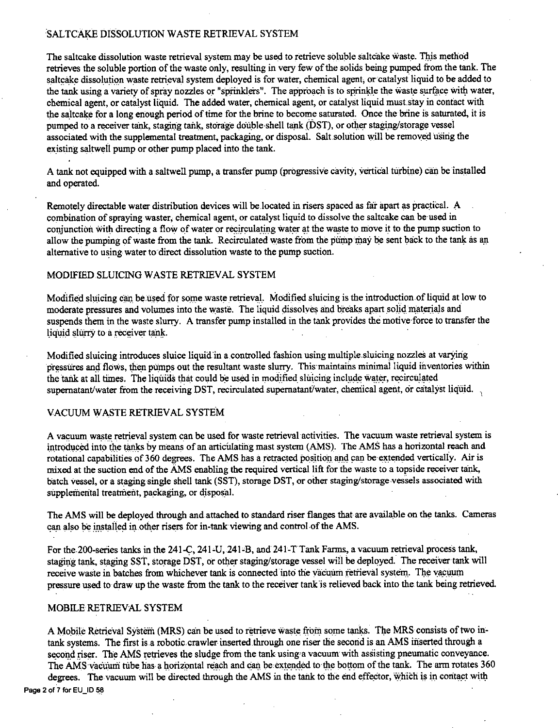## SALTCAKE DISSOLUTION WASTE RETRIEVAL SYSTEM

The saltcake dissolution waste retrieval system may be used to retrieve soluble saltcake waste. This method retrieves the soluble portion of the waste only, resulting in very few of the solids being pumped from the tank. The saltcake dissolution waste retrieval system deployed is for water, chemical agent, or catalyst liquid to be added to the tank using a variety of spray nozzles or "sprinklers". The approach is to sprinkle the waste surface with water, chemical agent, or catalyst liquid. The added water, chemical agent, or catalyst liquid must stay in contact with the saltcake for a long enough period of time for the brine to become saturated. Once the brine is saturated, it is pumped to a receiver tank, staging tank, storage double-shell tank (DST), or other staging/storage vessel associated with the supplemental treatment, packaging, or disposal. Salt solution will be removed using the existing saltwell pump or other pump placed into the tank.

A tank not equipped with a saltwell pump, a transfer pump (progressive cavity, vertical turbine) can be installed and operated.

Remotely directable water distribution devices will be located in risers spaced as far apart as practical. A combination of spraying waster, chemical agent, or catalyst liquid to dissolve the saltcake can be used in conjunction with directing a flow of water or recirculating water at the waste to move it to the pump suction to allow the pumping of waste from the tank. Recirculated waste from the pump may be sent back to the tank as an alternative to using water to direct dissolution waste to the pump suction.

## MODIFIED SLUICING WASTE RETRIEVAL SYSTEM

Modified sluicing can be used for some waste retrieval. Modified sluicing is the introduction of liquid at low to moderate pressures and volumes into the waste. The liquid dissolves and breaks apart solid materials and suspends them in the waste slurry. A transfer pump installed in the tank provides the motive force to transfer the liquid slurry to a receiver tank.

Modified sluicing introduces sluice liquid in a controlled fashion using multiple sluicing nozzles at varying pressures and flows, then pumps out the resultant waste slurry. This maintains minimal liquid inventories within the tank at all times. The liquids that could be used in modified sluicing include water, recirculated supernatant/water from the receiving DST, recirculated supernatant/water, chemical agent, or catalyst liquid.

## VACUUM WASTE RETRIEVAL SYSTEM

A vacuum waste retrieval system can be used for waste retrieval activities. The vacuum waste retrieval system is introduced into the tanks by means of an articulating mast system (AMS). The AMS has a horizontal reach and rotational capabilities of 360 degrees. The AMS has a retracted position and can be extended vertically. Air is mixed at the suction end of the AMS enabling the required vertical lift for the waste to a topside receiver tank, batch vessel, or a staging single shell tank (SST), storage DST, or other staging/storage vessels associated with supplemental treatment, packaging, or disposal.

The AMS will be deployed through and attached to standard riser flanges that are available on the tanks. Cameras can also be installed in other risers for in-tank viewing and control of the AMS.

For the 200-series tanks in the 241-C, 241-U, 241-B, and 241-T Tank Farms, a vacuum retrieval process tank, staging tank, staging SST, storage DST, or other staging/storage vessel will be deployed. The receiver tank will receive waste in batches from whichever tank is connected into the vacuum retrieval system. The vacuum pressure used to draw up the waste from the tank to the receiver tank is relieved back into the tank being retrieved.

## MOBILE RETRIEVAL SYSTEM

A Mobile Retrieval System (MRS) can be used to retrieve waste from some tanks. The MRS consists of two in-tank systems. The first is a robotic crawler inserted through one riser the second is an AMS inserted through a second riser. The AMS retrieves the sludge from the tank using a vacuum with assisting pneumatic conveyance. The AMS vacuum tube has a horizontal reach and can be extended to the bottom of the tank. The arm rotates 360 degrees. The vacuum will be directed through the AMS in the tank to the end effector, which is in contact with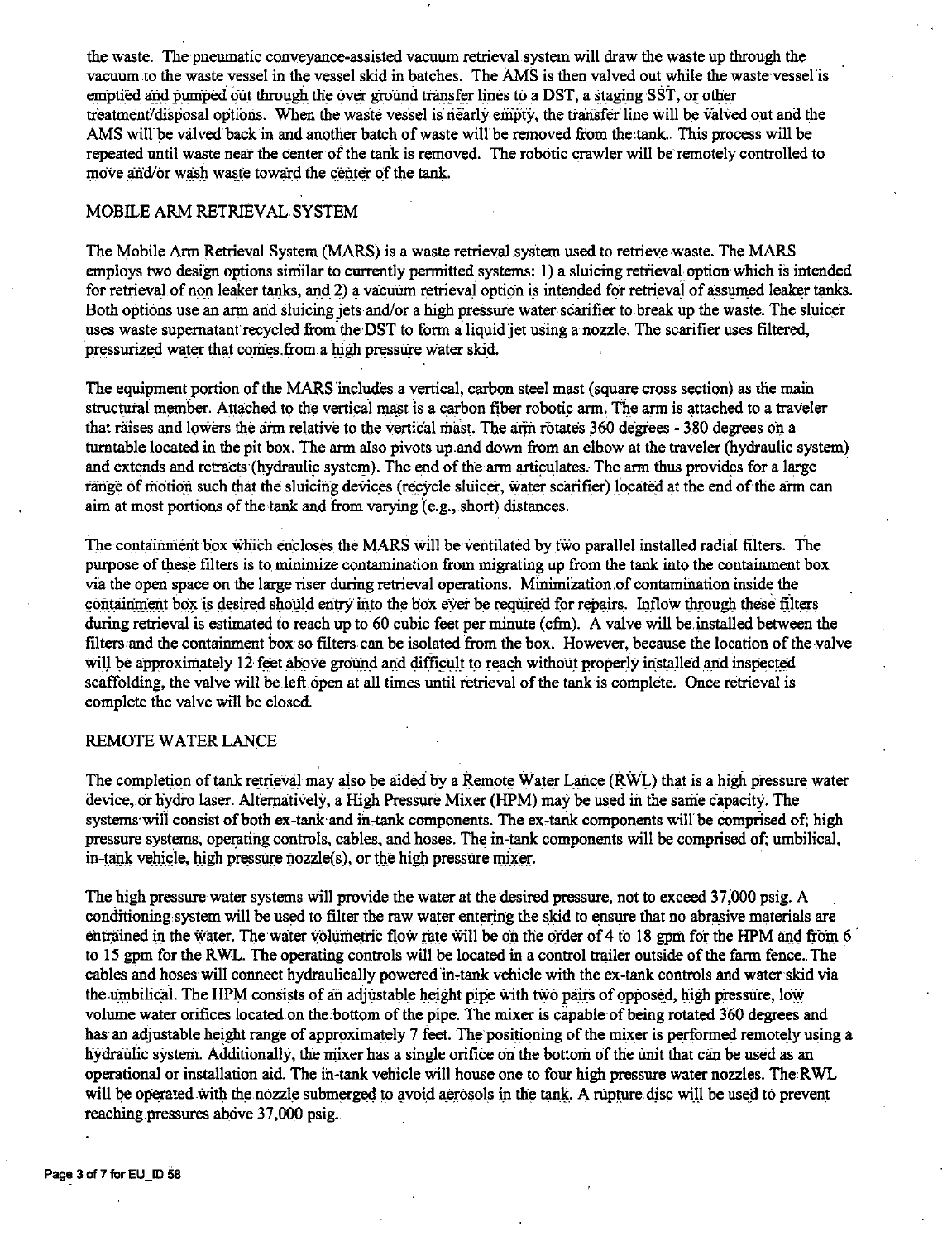the waste. The pneumatic conveyance-assisted vacuum retrieval system will draw the waste up through the vacuum to the waste vessel in the vessel skid in batches. The AMS is then valved out while the waste vessel is emptied and pumped out through the over ground transfer lines to a DST, a staging SST, or other treatment/disposal options. When the waste vessel is nearly empty, the transfer line will be valved out and the AMS will be valved back in and another batch of waste will be removed from the tank. This process will be repeated until waste near the center of the tank is removed. The robotic crawler will be remotely controlled to move and/or wash waste toward the center of the tank.

## MOBILE ARM RETRIEVAL SYSTEM

The Mobile Arm Retrieval System (MARS) is a waste retrieval system used to retrieve waste. The MARS employs two design options similar to currently permitted systems: 1) a sluicing retrieval option which is intended for retrieval of non leaker tanks, and 2) a vacuum retrieval option is intended for retrieval of assumed leaker tanks. Both options use an arm and sluicing jets and/or a high pressure water scarifier to break up the waste. The sluicer uses waste supernatant recycled from the DST to form a liquid jet using a nozzle. The scarifier uses filtered, pressurized water that comes from a high pressure water skid.

The equipment portion of the MARS includes a vertical, carbon steel mast (square cross section) as the main structural member. Attached to the vertical mast is a carbon fiber robotic arm. The arm is attached to a traveler that raises and lowers the arm relative to the vertical mast. The arm rotates 360 degrees - 380 degrees on a turntable located in the pit box. The arm also pivots up and down from an elbow at the traveler (hydraulic system) and extends and retracts (hydraulic system). The end of the arm articulates. The arm thus provides for a large range of motion such that the sluicing devices (recycle sluicer, water scarifier) located at the end of the arm can aim at most portions of the tank and from varying (e.g., short) distances.

The containment box which encloses the MARS will be ventilated by two parallel installed radial filters. The purpose of these filters is to minimize contamination from migrating up from the tank into the containment box via the open space on the large riser during retrieval operations. Minimization of contamination inside the containment box is desired should entry into the box ever be required for repairs. Inflow through these filters during retrieval is estimated to reach up to 60 cubic feet per minute (cfm). A valve will be installed between the filters and the containment box so filters can be isolated from the box. However, because the location of the valve will be approximately 12 feet above ground and difficult to reach without properly installed and inspected scaffolding, the valve will be left open at all times until retrieval of the tank is complete. Once retrieval is complete the valve will be closed.

## REMOTE WATER LANCE

The completion of tank retrieval may also be aided by a Remote Water Lance (RWL) that is a high pressure water device, or hydro laser. Alternatively, a High Pressure Mixer (HPM) may be used in the same capacity. The systems will consist of both ex-tank and in-tank components. The ex-tank components will be comprised of; high pressure systems, operating controls, cables, and hoses. The in-tank components will be comprised of; umbilical, in-tank vehicle, high pressure nozzle(s), or the high pressure mixer.

The high pressure water systems will provide the water at the desired pressure, not to exceed 37,000 psig. A conditioning system will be used to filter the raw water entering the skid to ensure that no abrasive materials are entrained in the water. The water volumetric flow rate will be on the order of 4 to 18 gpm for the HPM and from 6 to 15 gpm for the RWL. The operating controls will be located in a control trailer outside of the farm fence. The cables and hoses will connect hydraulically powered in-tank vehicle with the ex-tank controls and water skid via the umbilical. The HPM consists of an adjustable height pipe with two pairs of opposed, high pressure, low volume water orifices located on the bottom of the pipe. The mixer is capable of being rotated 360 degrees and has an adjustable height range of approximately 7 feet. The positioning of the mixer is performed remotely using a hydraulic system. Additionally, the mixer has a single orifice on the bottom of the unit that can be used as an operational or installation aid. The in-tank vehicle will house one to four high pressure water nozzles. The RWL will be operated with the nozzle submerged to avoid aerosols in the tank. A rupture disc will be used to prevent reaching pressures above 37,000 psig.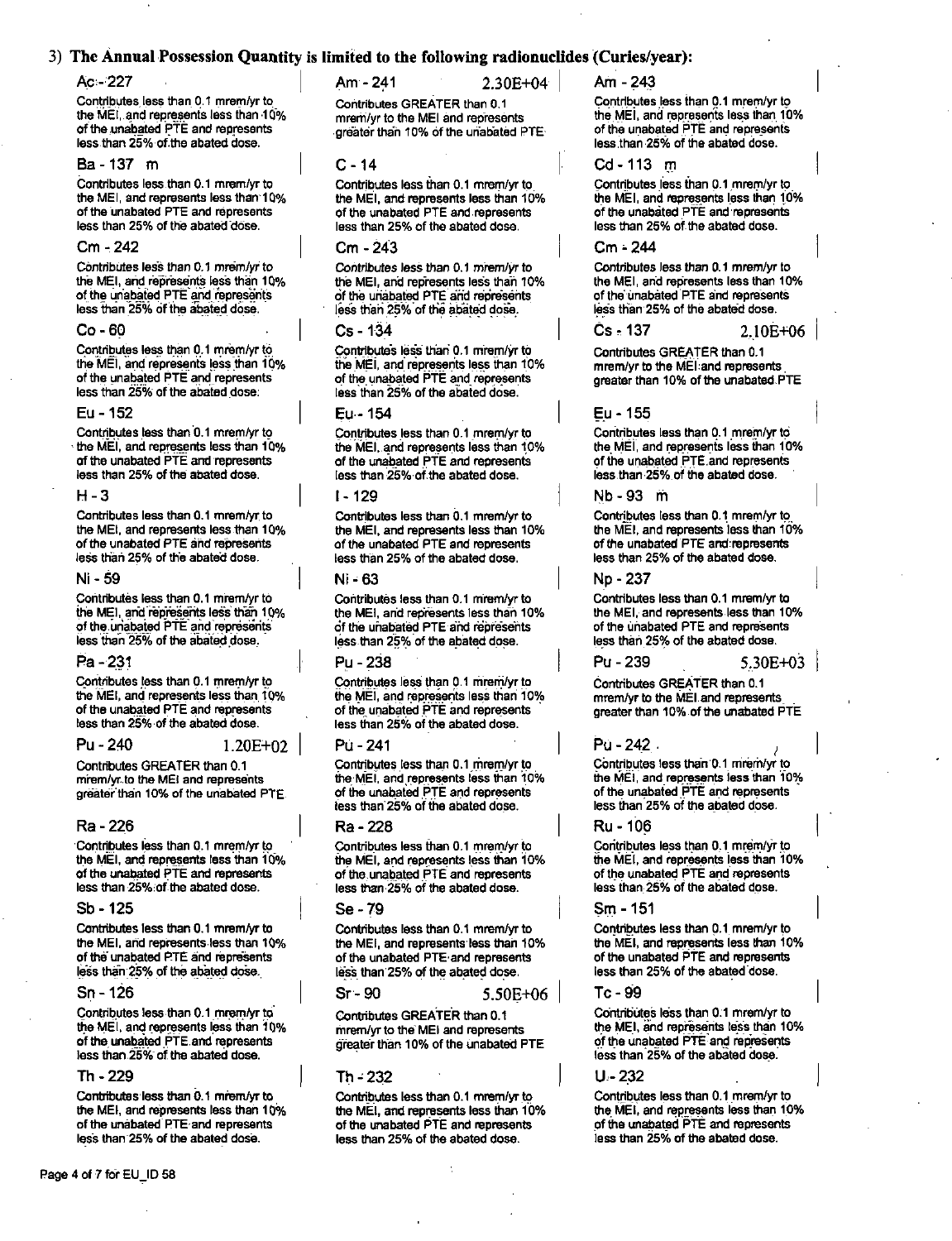3) **The Annual Possession Quantity is limited to the following radionuclides (Curies/year):**

**Ac - 227**

Contributes less than 0.1 mrem/yr to the MEI, and represents less than 10% of the unabated PTE and represents less than 25% of the abated dose.

**Am - 241** 2.30E+04

Contributes GREATER than 0.1 mrem/yr to the MEI and represents greater than 10% of the unabated PTE

**Am - 243**

Contributes less than 0.1 mrem/yr to the MEI, and represents less than 10% of the unabated PTE and represents less than 25% of the abated dose.

**Ba - 137 m**

Contributes less than 0.1 mrem/yr to the MEI, and represents less than 10% of the unabated PTE and represents less than 25% of the abated dose.

**C - 14**

Contributes less than 0.1 mrem/yr to the MEI, and represents less than 10% of the unabated PTE and represents less than 25% of the abated dose.

**Cd - 113 m**

Contributes less than 0.1 mrem/yr to the MEI, and represents less than 10% of the unabated PTE and represents less than 25% of the abated dose.

**Cm - 242**

Contributes less than 0.1 mrem/yr to the MEI, and represents less than 10% of the unabated PTE and represents less than 25% of the abated dose.

**Cm - 243**

Contributes less than 0.1 mrem/yr to the MEI, and represents less than 10% of the unabated PTE and represents less than 25% of the abated dose.

**Cm - 244**

Contributes less than 0.1 mrem/yr to the MEI, and represents less than 10% of the unabated PTE and represents less than 25% of the abated dose.

**Co - 60**

Contributes less than 0.1 mrem/yr to the MEI, and represents less than 10% of the unabated PTE and represents less than 25% of the abated dose.

**Cs - 134**

Contributes less than 0.1 mrem/yr to the MEI, and represents less than 10% of the unabated PTE and represents less than 25% of the abated dose.

**Cs - 137** 2.10E+06

Contributes GREATER than 0.1 mrem/yr to the MEI and represents greater than 10% of the unabated PTE

**Eu - 152**

Contributes less than 0.1 mrem/yr to the MEI, and represents less than 10% of the unabated PTE and represents less than 25% of the abated dose.

**Eu - 154**

Contributes less than 0.1 mrem/yr to the MEI, and represents less than 10% of the unabated PTE and represents less than 25% of the abated dose.

**Eu - 155**

Contributes less than 0.1 mrem/yr to the MEI, and represents less than 10% of the unabated PTE and represents less than 25% of the abated dose.

**H - 3**

Contributes less than 0.1 mrem/yr to the MEI, and represents less than 10% of the unabated PTE and represents less than 25% of the abated dose.

**I - 129**

Contributes less than 0.1 mrem/yr to the MEI, and represents less than 10% of the unabated PTE and represents less than 25% of the abated dose.

**Nb - 93 m**

Contributes less than 0.1 mrem/yr to the MEI, and represents less than 10% of the unabated PTE and represents less than 25% of the abated dose.

**Ni - 59**

Contributes less than 0.1 mrem/yr to the MEI, and represents less than 10% of the unabated PTE and represents less than 25% of the abated dose.

**Ni - 63**

Contributes less than 0.1 mrem/yr to the MEI, and represents less than 10% of the unabated PTE and represents less than 25% of the abated dose.

**Np - 237**

Contributes less than 0.1 mrem/yr to the MEI, and represents less than 10% of the unabated PTE and represents less than 25% of the abated dose.

**Pa - 231**

Contributes less than 0.1 mrem/yr to the MEI, and represents less than 10% of the unabated PTE and represents less than 25% of the abated dose.

**Pu - 238**

Contributes less than 0.1 mrem/yr to the MEI, and represents less than 10% of the unabated PTE and represents less than 25% of the abated dose.

**Pu - 239** 5.30E+03

Contributes GREATER than 0.1 mrem/yr to the MEI and represents greater than 10% of the unabated PTE

**Pu - 240** 1.20E+02

Contributes GREATER than 0.1 mrem/yr to the MEI and represents greater than 10% of the unabated PTE

**Pu - 241**

Contributes less than 0.1 mrem/yr to the MEI, and represents less than 10% of the unabated PTE and represents less than 25% of the abated dose.

**Pu - 242**

Contributes less than 0.1 mrem/yr to the MEI, and represents less than 10% of the unabated PTE and represents less than 25% of the abated dose.

**Ra - 226**

Contributes less than 0.1 mrem/yr to the MEI, and represents less than 10% of the unabated PTE and represents less than 25% of the abated dose.

**Ra - 228**

Contributes less than 0.1 mrem/yr to the MEI, and represents less than 10% of the unabated PTE and represents less than 25% of the abated dose.

**Ru - 106**

Contributes less than 0.1 mrem/yr to the MEI, and represents less than 10% of the unabated PTE and represents less than 25% of the abated dose.

**Sb - 125**

Contributes less than 0.1 mrem/yr to the MEI, and represents less than 10% of the unabated PTE and represents less than 25% of the abated dose.

**Se - 79**

Contributes less than 0.1 mrem/yr to the MEI, and represents less than 10% of the unabated PTE and represents less than 25% of the abated dose.

**Sm - 151**

Contributes less than 0.1 mrem/yr to the MEI, and represents less than 10% of the unabated PTE and represents less than 25% of the abated dose.

**Sn - 126**

Contributes less than 0.1 mrem/yr to the MEI, and represents less than 10% of the unabated PTE and represents less than 25% of the abated dose.

**Sr - 90** 5.50E+06

Contributes GREATER than 0.1 mrem/yr to the MEI and represents greater than 10% of the unabated PTE

**Tc - 99**

Contributes less than 0.1 mrem/yr to the MEI, and represents less than 10% of the unabated PTE and represents less than 25% of the abated dose.

**Th - 229**

Contributes less than 0.1 mrem/yr to the MEI, and represents less than 10% of the unabated PTE and represents less than 25% of the abated dose.

**Th - 232**

Contributes less than 0.1 mrem/yr to the MEI, and represents less than 10% of the unabated PTE and represents less than 25% of the abated dose.

**U - 232**

Contributes less than 0.1 mrem/yr to the MEI, and represents less than 10% of the unabated PTE and represents less than 25% of the abated dose.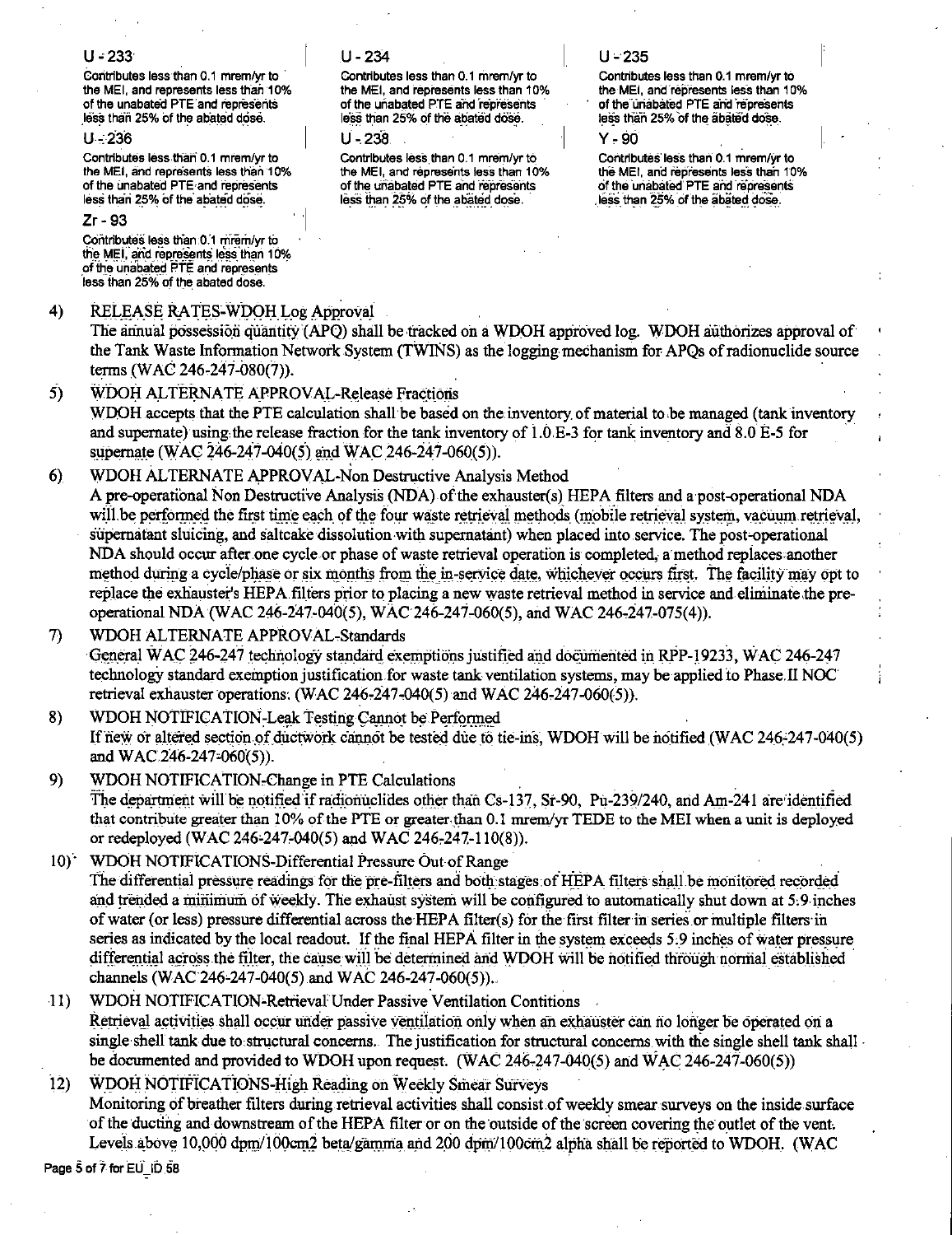**U - 233**

Contributes less than 0.1 mrem/yr to the MEI, and represents less than 10% of the unabated PTE and represents less than 25% of the abated dose.

**U - 234**

Contributes less than 0.1 mrem/yr to the MEI, and represents less than 10% of the unabated PTE and represents less than 25% of the abated dose.

**U - 235**

Contributes less than 0.1 mrem/yr to the MEI, and represents less than 10% of the unabated PTE and represents less than 25% of the abated dose.

**U - 236**

Contributes less than 0.1 mrem/yr to the MEI, and represents less than 10% of the unabated PTE and represents less than 25% of the abated dose.

**U - 238**

Contributes less than 0.1 mrem/yr to the MEI, and represents less than 10% of the unabated PTE and represents less than 25% of the abated dose.

**Y - 90**

Contributes less than 0.1 mrem/yr to the MEI, and represents less than 10% of the unabated PTE and represents less than 25% of the abated dose.

**Zr - 93**

Contributes less than 0.1 mrem/yr to the MEI, and represents less than 10% of the unabated PTE and represents less than 25% of the abated dose.

4) RELEASE RATES-WDOH Log Approval
The annual possession quantity (APQ) shall be tracked on a WDOH approved log. WDOH authorizes approval of the Tank Waste Information Network System (TWINS) as the logging mechanism for APQs of radionuclide source terms (WAC 246-247-080(7)).

5) WDOH ALTERNATE APPROVAL-Release Fractions
WDOH accepts that the PTE calculation shall be based on the inventory of material to be managed (tank inventory and supernate) using the release fraction for the tank inventory of 1.0.E-3 for tank inventory and 8.0 E-5 for supernate (WAC 246-247-040(5) and WAC 246-247-060(5)).

6) WDOH ALTERNATE APPROVAL-Non Destructive Analysis Method
A pre-operational Non Destructive Analysis (NDA) of the exhauster(s) HEPA filters and a post-operational NDA will be performed the first time each of the four waste retrieval methods (mobile retrieval system, vacuum retrieval, supernatant sluicing, and saltcake dissolution with supernatant) when placed into service. The post-operational NDA should occur after one cycle or phase of waste retrieval operation is completed, a method replaces another method during a cycle/phase or six months from the in-service date, whichever occurs first. The facility may opt to replace the exhauster's HEPA filters prior to placing a new waste retrieval method in service and eliminate the pre-operational NDA (WAC 246-247-040(5), WAC 246-247-060(5), and WAC 246-247-075(4)).

7) WDOH ALTERNATE APPROVAL-Standards
General WAC 246-247 technology standard exemptions justified and documented in RPP-19233, WAC 246-247 technology standard exemption justification for waste tank ventilation systems, may be applied to Phase II NOC retrieval exhauster operations. (WAC 246-247-040(5) and WAC 246-247-060(5)).

8) WDOH NOTIFICATION-Leak Testing Cannot be Performed
If new or altered section of ductwork cannot be tested due to tie-ins, WDOH will be notified (WAC 246-247-040(5) and WAC 246-247-060(5)).

9) WDOH NOTIFICATION-Change in PTE Calculations
The department will be notified if radionuclides other than Cs-137, Sr-90, Pu-239/240, and Am-241 are identified that contribute greater than 10% of the PTE or greater than 0.1 mrem/yr TEDE to the MEI when a unit is deployed or redeployed (WAC 246-247-040(5) and WAC 246-247-110(8)).

10) WDOH NOTIFICATIONS-Differential Pressure Out of Range
The differential pressure readings for the pre-filters and both stages of HEPA filters shall be monitored recorded and trended a minimum of weekly. The exhaust system will be configured to automatically shut down at 5.9 inches of water (or less) pressure differential across the HEPA filter(s) for the first filter in series or multiple filters in series as indicated by the local readout. If the final HEPA filter in the system exceeds 5.9 inches of water pressure differential across the filter, the cause will be determined and WDOH will be notified through normal established channels (WAC 246-247-040(5) and WAC 246-247-060(5)).

11) WDOH NOTIFICATION-Retrieval Under Passive Ventilation Contitions
Retrieval activities shall occur under passive ventilation only when an exhauster can no longer be operated on a single shell tank due to structural concerns. The justification for structural concerns with the single shell tank shall be documented and provided to WDOH upon request. (WAC 246-247-040(5) and WAC 246-247-060(5))

12) WDOH NOTIFICATIONS-High Reading on Weekly Smear Surveys
Monitoring of breather filters during retrieval activities shall consist of weekly smear surveys on the inside surface of the ducting and downstream of the HEPA filter or on the outside of the screen covering the outlet of the vent. Levels above 10,000 dpm/100cm2 beta/gamma and 200 dpm/100cm2 alpha shall be reported to WDOH. (WAC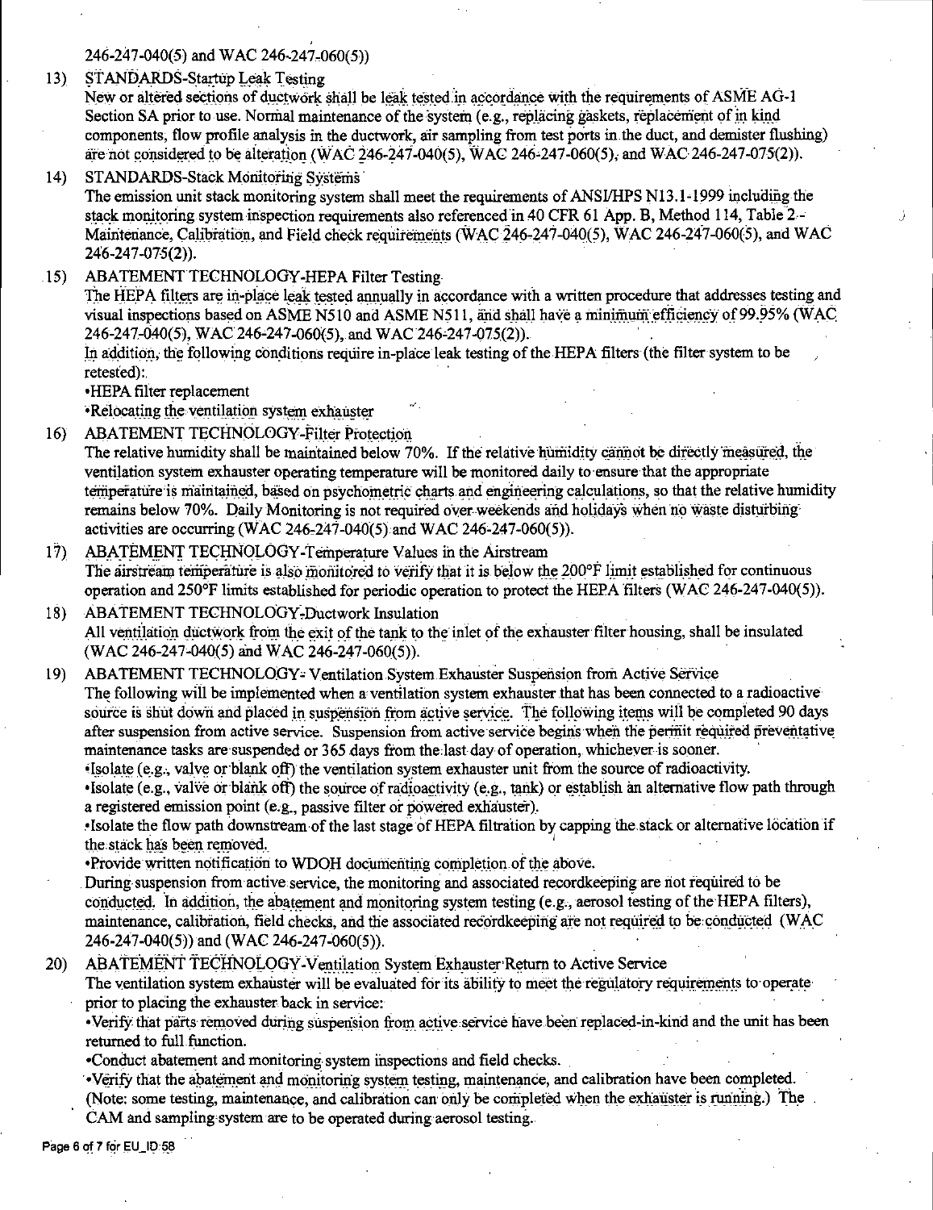246-247-040(5) and WAC 246-247-060(5))

13) STANDARDS-Startup Leak Testing
New or altered sections of ductwork shall be leak tested in accordance with the requirements of ASME AG-1 Section SA prior to use. Normal maintenance of the system (e.g., replacing gaskets, replacement of in kind components, flow profile analysis in the ductwork, air sampling from test ports in the duct, and demister flushing) are not considered to be alteration (WAC 246-247-040(5), WAC 246-247-060(5), and WAC 246-247-075(2)).

14) STANDARDS-Stack Monitoring Systems
The emission unit stack monitoring system shall meet the requirements of ANSI/HPS N13.1-1999 including the stack monitoring system inspection requirements also referenced in 40 CFR 61 App. B, Method 114, Table 2 - Maintenance, Calibration, and Field check requirements (WAC 246-247-040(5), WAC 246-247-060(5), and WAC 246-247-075(2)).

15) ABATEMENT TECHNOLOGY-HEPA Filter Testing
The HEPA filters are in-place leak tested annually in accordance with a written procedure that addresses testing and visual inspections based on ASME N510 and ASME N511, and shall have a minimum efficiency of 99.95% (WAC 246-247-040(5), WAC 246-247-060(5), and WAC 246-247-075(2)).
In addition, the following conditions require in-place leak testing of the HEPA filters (the filter system to be retested):
•HEPA filter replacement
•Relocating the ventilation system exhauster

16) ABATEMENT TECHNOLOGY-Filter Protection
The relative humidity shall be maintained below 70%. If the relative humidity cannot be directly measured, the ventilation system exhauster operating temperature will be monitored daily to ensure that the appropriate temperature is maintained, based on psychometric charts and engineering calculations, so that the relative humidity remains below 70%. Daily Monitoring is not required over weekends and holidays when no waste disturbing activities are occurring (WAC 246-247-040(5) and WAC 246-247-060(5)).

17) ABATEMENT TECHNOLOGY-Temperature Values in the Airstream
The airstream temperature is also monitored to verify that it is below the 200°F limit established for continuous operation and 250°F limits established for periodic operation to protect the HEPA filters (WAC 246-247-040(5)).

18) ABATEMENT TECHNOLOGY-Ductwork Insulation
All ventilation ductwork from the exit of the tank to the inlet of the exhauster filter housing, shall be insulated (WAC 246-247-040(5) and WAC 246-247-060(5)).

19) ABATEMENT TECHNOLOGY- Ventilation System Exhauster Suspension from Active Service
The following will be implemented when a ventilation system exhauster that has been connected to a radioactive source is shut down and placed in suspension from active service. The following items will be completed 90 days after suspension from active service. Suspension from active service begins when the permit required preventative maintenance tasks are suspended or 365 days from the last day of operation, whichever is sooner.
•Isolate (e.g., valve or blank off) the ventilation system exhauster unit from the source of radioactivity.
•Isolate (e.g., valve or blank off) the source of radioactivity (e.g., tank) or establish an alternative flow path through a registered emission point (e.g., passive filter or powered exhauster).
•Isolate the flow path downstream of the last stage of HEPA filtration by capping the stack or alternative location if the stack has been removed.
•Provide written notification to WDOH documenting completion of the above.
During suspension from active service, the monitoring and associated recordkeeping are not required to be conducted. In addition, the abatement and monitoring system testing (e.g., aerosol testing of the HEPA filters), maintenance, calibration, field checks, and the associated recordkeeping are not required to be conducted (WAC 246-247-040(5)) and (WAC 246-247-060(5)).

20) ABATEMENT TECHNOLOGY-Ventilation System Exhauster Return to Active Service
The ventilation system exhauster will be evaluated for its ability to meet the regulatory requirements to operate prior to placing the exhauster back in service:
•Verify that parts removed during suspension from active service have been replaced-in-kind and the unit has been returned to full function.
•Conduct abatement and monitoring system inspections and field checks.
•Verify that the abatement and monitoring system testing, maintenance, and calibration have been completed. (Note: some testing, maintenance, and calibration can only be completed when the exhauster is running.) The CAM and sampling system are to be operated during aerosol testing.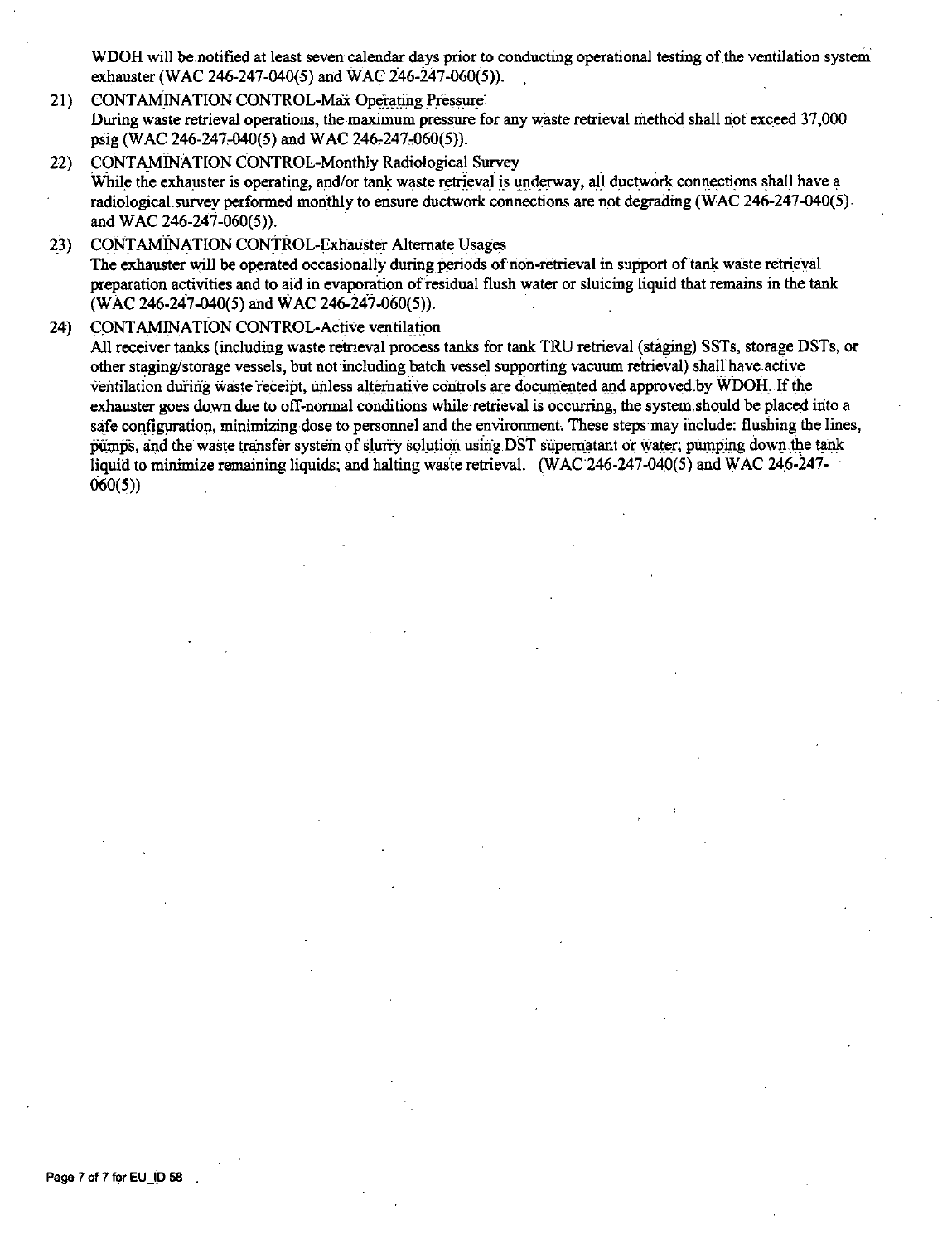WDOH will be notified at least seven calendar days prior to conducting operational testing of the ventilation system exhauster (WAC 246-247-040(5) and WAC 246-247-060(5)).

21) CONTAMINATION CONTROL-Max Operating Pressure
During waste retrieval operations, the maximum pressure for any waste retrieval method shall not exceed 37,000 psig (WAC 246-247-040(5) and WAC 246-247-060(5)).

22) CONTAMINATION CONTROL-Monthly Radiological Survey
While the exhauster is operating, and/or tank waste retrieval is underway, all ductwork connections shall have a radiological survey performed monthly to ensure ductwork connections are not degrading (WAC 246-247-040(5) and WAC 246-247-060(5)).

23) CONTAMINATION CONTROL-Exhauster Alternate Usages
The exhauster will be operated occasionally during periods of non-retrieval in support of tank waste retrieval preparation activities and to aid in evaporation of residual flush water or sluicing liquid that remains in the tank (WAC 246-247-040(5) and WAC 246-247-060(5)).

24) CONTAMINATION CONTROL-Active ventilation
All receiver tanks (including waste retrieval process tanks for tank TRU retrieval (staging) SSTs, storage DSTs, or other staging/storage vessels, but not including batch vessel supporting vacuum retrieval) shall have active ventilation during waste receipt, unless alternative controls are documented and approved by WDOH. If the exhauster goes down due to off-normal conditions while retrieval is occurring, the system should be placed into a safe configuration, minimizing dose to personnel and the environment. These steps may include: flushing the lines, pumps, and the waste transfer system of slurry solution using DST supernatant or water; pumping down the tank liquid to minimize remaining liquids; and halting waste retrieval. (WAC 246-247-040(5) and WAC 246-247-060(5))